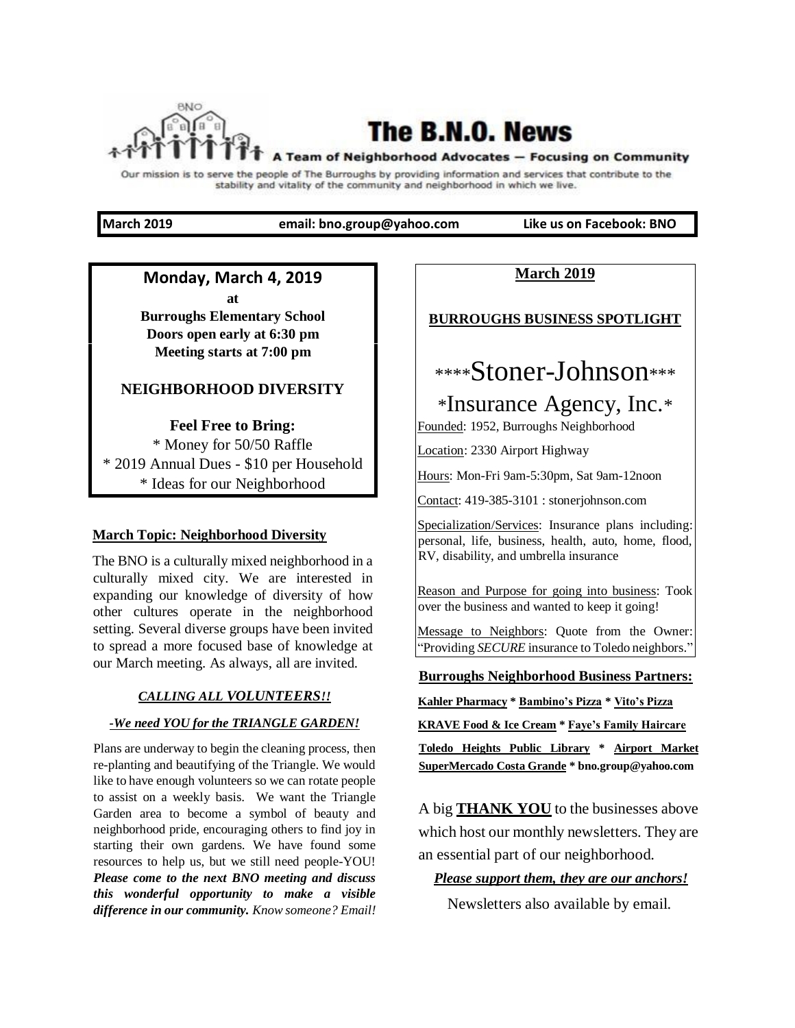# The B.N.O. News

**A Team of Neighborhood Advocates — Focusing on Community**

Our mission is to serve the people of The Burroughs by providing information and services that contribute to the stability and vitality of the community and neighborhood in which we live.

**March 2019** | **email: bno.group@yahoo.com** | **Like us on Facebook: BNO**

## Monday, March 4, 2019

**at**
**Burroughs Elementary School**
**Doors open early at 6:30 pm**
**Meeting starts at 7:00 pm**

**NEIGHBORHOOD DIVERSITY**

**Feel Free to Bring:**

* Money for 50/50 Raffle
* 2019 Annual Dues - $10 per Household
* Ideas for our Neighborhood

### March Topic: Neighborhood Diversity

The BNO is a culturally mixed neighborhood in a culturally mixed city. We are interested in expanding our knowledge of diversity of how other cultures operate in the neighborhood setting. Several diverse groups have been invited to spread a more focused base of knowledge at our March meeting. As always, all are invited.

***CALLING ALL VOLUNTEERS!!***

***-We need YOU for the TRIANGLE GARDEN!***

Plans are underway to begin the cleaning process, then re-planting and beautifying of the Triangle. We would like to have enough volunteers so we can rotate people to assist on a weekly basis. We want the Triangle Garden area to become a symbol of beauty and neighborhood pride, encouraging others to find joy in starting their own gardens. We have found some resources to help us, but we still need people-YOU! ***Please come to the next BNO meeting and discuss this wonderful opportunity to make a visible difference in our community.*** *Know someone? Email!*

## March 2019

### BURROUGHS BUSINESS SPOTLIGHT

## ****Stoner-Johnson***
## *Insurance Agency, Inc.*

Founded: 1952, Burroughs Neighborhood

Location: 2330 Airport Highway

Hours: Mon-Fri 9am-5:30pm, Sat 9am-12noon

Contact: 419-385-3101 : stonerjohnson.com

Specialization/Services: Insurance plans including: personal, life, business, health, auto, home, flood, RV, disability, and umbrella insurance

Reason and Purpose for going into business: Took over the business and wanted to keep it going!

Message to Neighbors: Quote from the Owner: "Providing *SECURE* insurance to Toledo neighbors."

### Burroughs Neighborhood Business Partners:

**Kahler Pharmacy * Bambino's Pizza * Vito's Pizza**
**KRAVE Food & Ice Cream * Faye's Family Haircare**
**Toledo Heights Public Library * Airport Market**
**SuperMercado Costa Grande * bno.group@yahoo.com**

A big **THANK YOU** to the businesses above which host our monthly newsletters. They are an essential part of our neighborhood.

***Please support them, they are our anchors!***

Newsletters also available by email.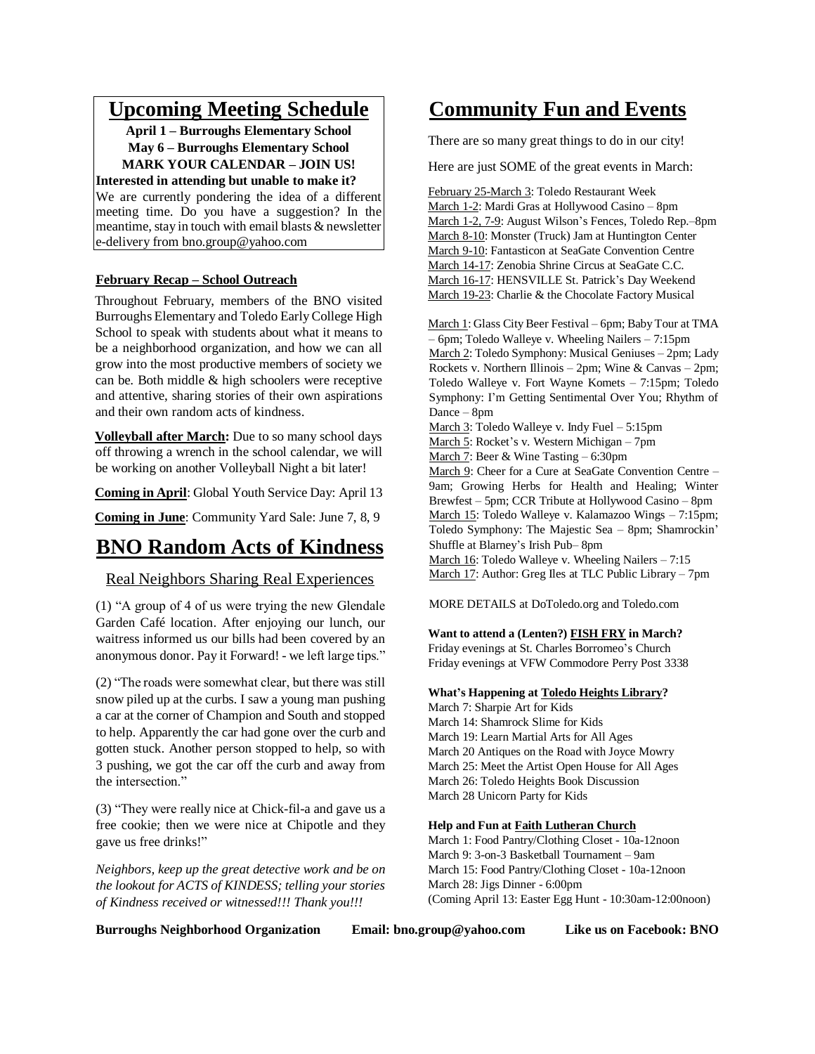## Upcoming Meeting Schedule

**April 1 – Burroughs Elementary School**
**May 6 – Burroughs Elementary School**
**MARK YOUR CALENDAR – JOIN US!**

**Interested in attending but unable to make it?**
We are currently pondering the idea of a different meeting time. Do you have a suggestion? In the meantime, stay in touch with email blasts & newsletter e-delivery from bno.group@yahoo.com

**February Recap – School Outreach**

Throughout February, members of the BNO visited Burroughs Elementary and Toledo Early College High School to speak with students about what it means to be a neighborhood organization, and how we can all grow into the most productive members of society we can be. Both middle & high schoolers were receptive and attentive, sharing stories of their own aspirations and their own random acts of kindness.

**Volleyball after March:** Due to so many school days off throwing a wrench in the school calendar, we will be working on another Volleyball Night a bit later!

**Coming in April**: Global Youth Service Day: April 13

**Coming in June**: Community Yard Sale: June 7, 8, 9

## BNO Random Acts of Kindness

### Real Neighbors Sharing Real Experiences

(1) "A group of 4 of us were trying the new Glendale Garden Café location. After enjoying our lunch, our waitress informed us our bills had been covered by an anonymous donor. Pay it Forward! - we left large tips."

(2) "The roads were somewhat clear, but there was still snow piled up at the curbs. I saw a young man pushing a car at the corner of Champion and South and stopped to help. Apparently the car had gone over the curb and gotten stuck. Another person stopped to help, so with 3 pushing, we got the car off the curb and away from the intersection."

(3) "They were really nice at Chick-fil-a and gave us a free cookie; then we were nice at Chipotle and they gave us free drinks!"

*Neighbors, keep up the great detective work and be on the lookout for ACTS of KINDESS; telling your stories of Kindness received or witnessed!!! Thank you!!!*

## Community Fun and Events

There are so many great things to do in our city!

Here are just SOME of the great events in March:

February 25-March 3: Toledo Restaurant Week
March 1-2: Mardi Gras at Hollywood Casino – 8pm
March 1-2, 7-9: August Wilson's Fences, Toledo Rep.–8pm
March 8-10: Monster (Truck) Jam at Huntington Center
March 9-10: Fantasticon at SeaGate Convention Centre
March 14-17: Zenobia Shrine Circus at SeaGate C.C.
March 16-17: HENSVILLE St. Patrick's Day Weekend
March 19-23: Charlie & the Chocolate Factory Musical

March 1: Glass City Beer Festival – 6pm; Baby Tour at TMA – 6pm; Toledo Walleye v. Wheeling Nailers – 7:15pm
March 2: Toledo Symphony: Musical Geniuses – 2pm; Lady Rockets v. Northern Illinois – 2pm; Wine & Canvas – 2pm; Toledo Walleye v. Fort Wayne Komets – 7:15pm; Toledo Symphony: I'm Getting Sentimental Over You; Rhythm of Dance – 8pm
March 3: Toledo Walleye v. Indy Fuel – 5:15pm
March 5: Rocket's v. Western Michigan – 7pm
March 7: Beer & Wine Tasting – 6:30pm
March 9: Cheer for a Cure at SeaGate Convention Centre – 9am; Growing Herbs for Health and Healing; Winter Brewfest – 5pm; CCR Tribute at Hollywood Casino – 8pm
March 15: Toledo Walleye v. Kalamazoo Wings – 7:15pm; Toledo Symphony: The Majestic Sea – 8pm; Shamrockin' Shuffle at Blarney's Irish Pub– 8pm
March 16: Toledo Walleye v. Wheeling Nailers – 7:15
March 17: Author: Greg Iles at TLC Public Library – 7pm

MORE DETAILS at DoToledo.org and Toledo.com

**Want to attend a (Lenten?) FISH FRY in March?**
Friday evenings at St. Charles Borromeo's Church
Friday evenings at VFW Commodore Perry Post 3338

**What's Happening at Toledo Heights Library?**
March 7: Sharpie Art for Kids
March 14: Shamrock Slime for Kids
March 19: Learn Martial Arts for All Ages
March 20 Antiques on the Road with Joyce Mowry
March 25: Meet the Artist Open House for All Ages
March 26: Toledo Heights Book Discussion
March 28 Unicorn Party for Kids

**Help and Fun at Faith Lutheran Church**
March 1: Food Pantry/Clothing Closet - 10a-12noon
March 9: 3-on-3 Basketball Tournament – 9am
March 15: Food Pantry/Clothing Closet - 10a-12noon
March 28: Jigs Dinner - 6:00pm
(Coming April 13: Easter Egg Hunt - 10:30am-12:00noon)

**Burroughs Neighborhood Organization** **Email: bno.group@yahoo.com** **Like us on Facebook: BNO**